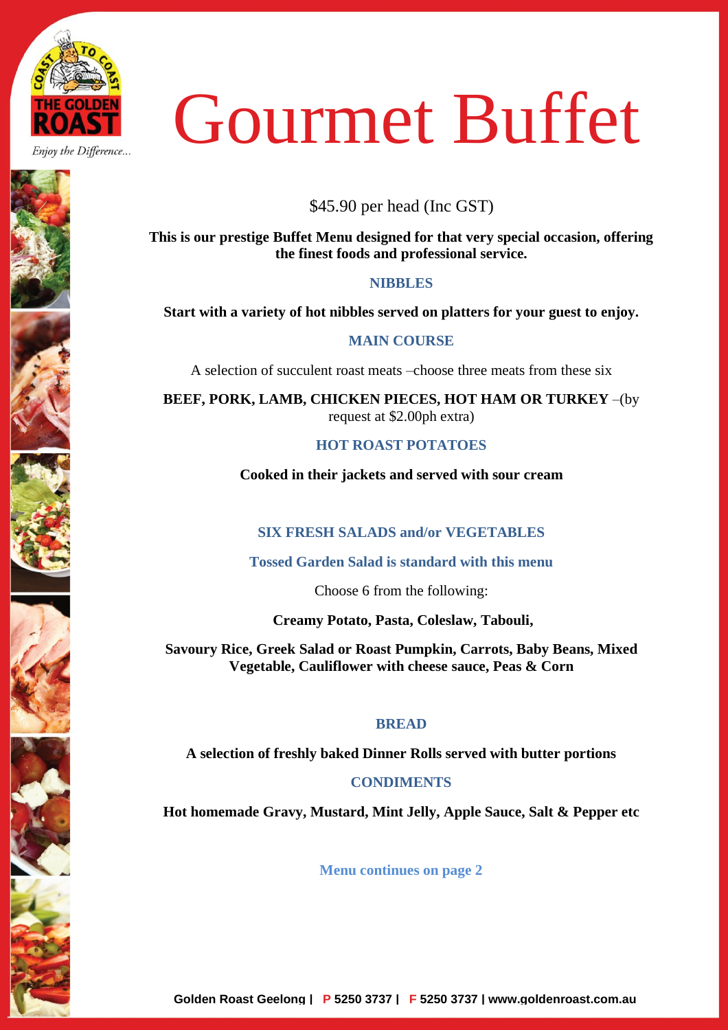THE GOLDEN ROAST

*Enjoy the Difference...*

# Gourmet Buffet

$45.90 per head (Inc GST)

**This is our prestige Buffet Menu designed for that very special occasion, offering the finest foods and professional service.**

## NIBBLES

**Start with a variety of hot nibbles served on platters for your guest to enjoy.**

## MAIN COURSE

A selection of succulent roast meats –choose three meats from these six

**BEEF, PORK, LAMB, CHICKEN PIECES, HOT HAM OR TURKEY** –(by request at $2.00ph extra)

## HOT ROAST POTATOES

**Cooked in their jackets and served with sour cream**

## SIX FRESH SALADS and/or VEGETABLES

**Tossed Garden Salad is standard with this menu**

Choose 6 from the following:

**Creamy Potato, Pasta, Coleslaw, Tabouli,**

**Savoury Rice, Greek Salad or Roast Pumpkin, Carrots, Baby Beans, Mixed Vegetable, Cauliflower with cheese sauce, Peas & Corn**

## BREAD

**A selection of freshly baked Dinner Rolls served with butter portions**

## CONDIMENTS

**Hot homemade Gravy, Mustard, Mint Jelly, Apple Sauce, Salt & Pepper etc**

**Menu continues on page 2**

**Golden Roast Geelong | P 5250 3737 | F 5250 3737 | www.goldenroast.com.au**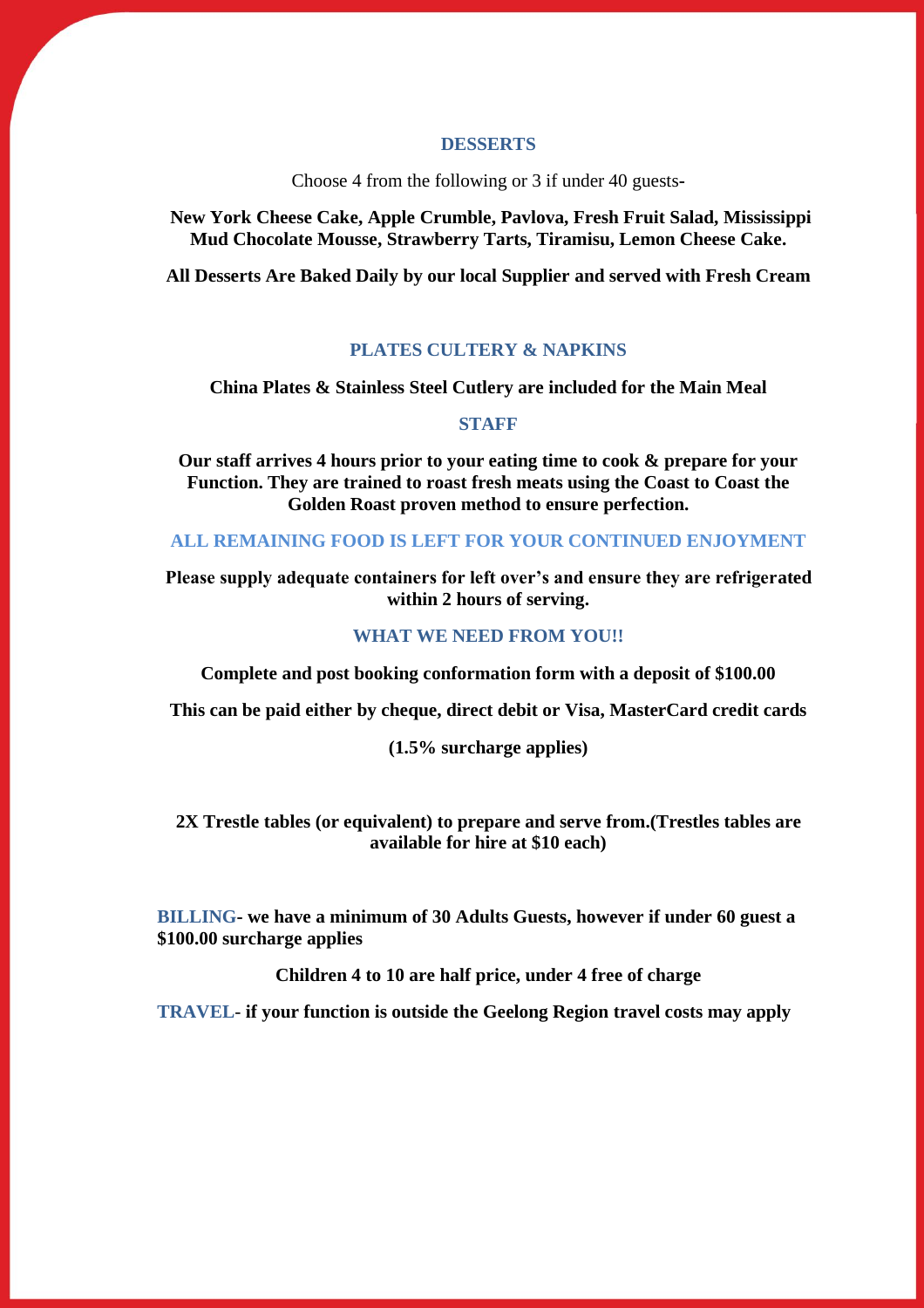## DESSERTS

Choose 4 from the following or 3 if under 40 guests-

**New York Cheese Cake, Apple Crumble, Pavlova, Fresh Fruit Salad, Mississippi Mud Chocolate Mousse, Strawberry Tarts, Tiramisu, Lemon Cheese Cake.**

**All Desserts Are Baked Daily by our local Supplier and served with Fresh Cream**

## PLATES CULTERY & NAPKINS

**China Plates & Stainless Steel Cutlery are included for the Main Meal**

## STAFF

**Our staff arrives 4 hours prior to your eating time to cook & prepare for your Function. They are trained to roast fresh meats using the Coast to Coast the Golden Roast proven method to ensure perfection.**

## ALL REMAINING FOOD IS LEFT FOR YOUR CONTINUED ENJOYMENT

**Please supply adequate containers for left over's and ensure they are refrigerated within 2 hours of serving.**

## WHAT WE NEED FROM YOU!!

**Complete and post booking conformation form with a deposit of $100.00**

**This can be paid either by cheque, direct debit or Visa, MasterCard credit cards**

**(1.5% surcharge applies)**

**2X Trestle tables (or equivalent) to prepare and serve from.(Trestles tables are available for hire at $10 each)**

**BILLING- we have a minimum of 30 Adults Guests, however if under 60 guest a $100.00 surcharge applies**

**Children 4 to 10 are half price, under 4 free of charge**

**TRAVEL- if your function is outside the Geelong Region travel costs may apply**